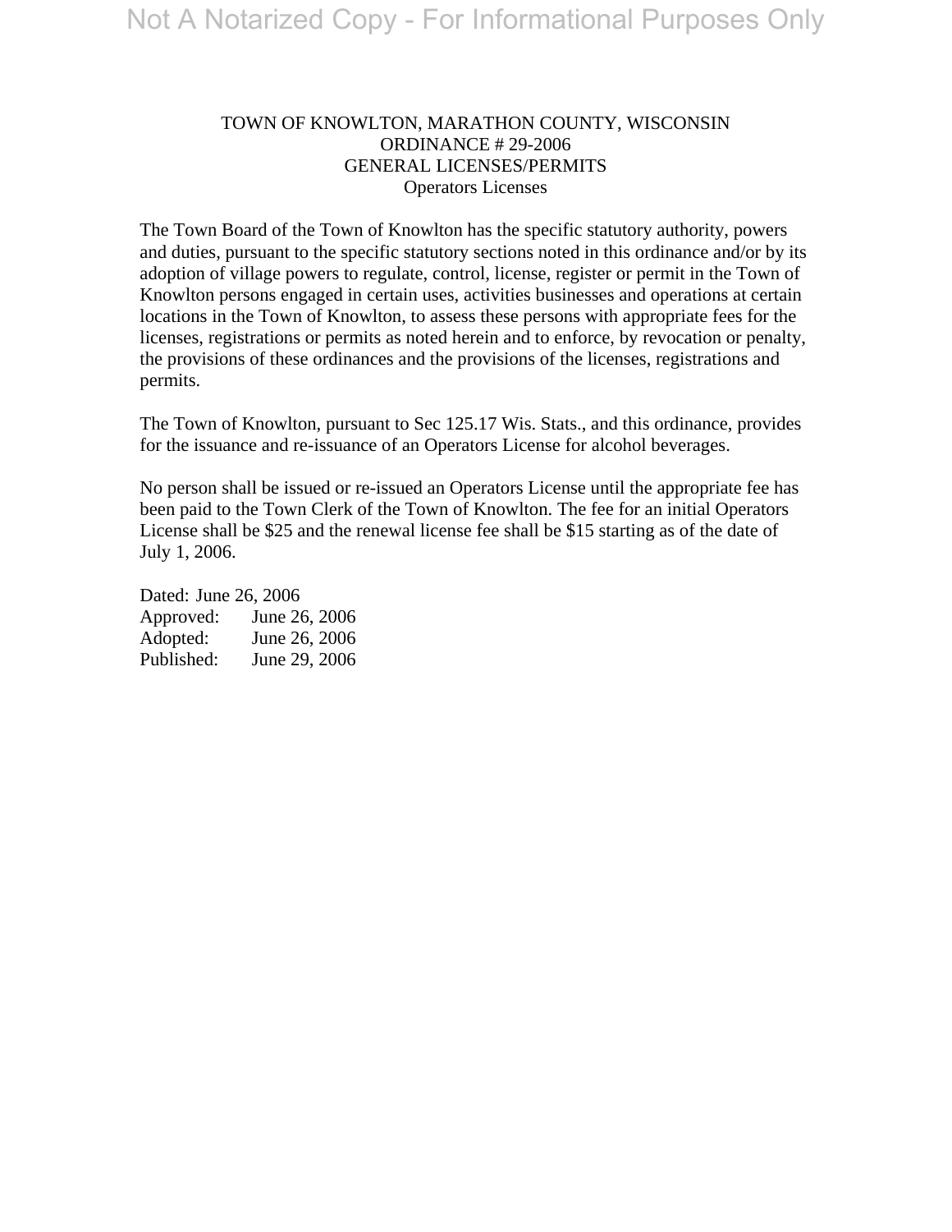Not A Notarized Copy - For Informational Purposes Only

# TOWN OF KNOWLTON, MARATHON COUNTY, WISCONSIN
## ORDINANCE # 29-2006
## GENERAL LICENSES/PERMITS
### Operators Licenses

The Town Board of the Town of Knowlton has the specific statutory authority, powers and duties, pursuant to the specific statutory sections noted in this ordinance and/or by its adoption of village powers to regulate, control, license, register or permit in the Town of Knowlton persons engaged in certain uses, activities businesses and operations at certain locations in the Town of Knowlton, to assess these persons with appropriate fees for the licenses, registrations or permits as noted herein and to enforce, by revocation or penalty, the provisions of these ordinances and the provisions of the licenses, registrations and permits.

The Town of Knowlton, pursuant to Sec 125.17 Wis. Stats., and this ordinance, provides for the issuance and re-issuance of an Operators License for alcohol beverages.

No person shall be issued or re-issued an Operators License until the appropriate fee has been paid to the Town Clerk of the Town of Knowlton. The fee for an initial Operators License shall be $25 and the renewal license fee shall be $15 starting as of the date of July 1, 2006.

Dated: June 26, 2006
Approved: June 26, 2006
Adopted: June 26, 2006
Published: June 29, 2006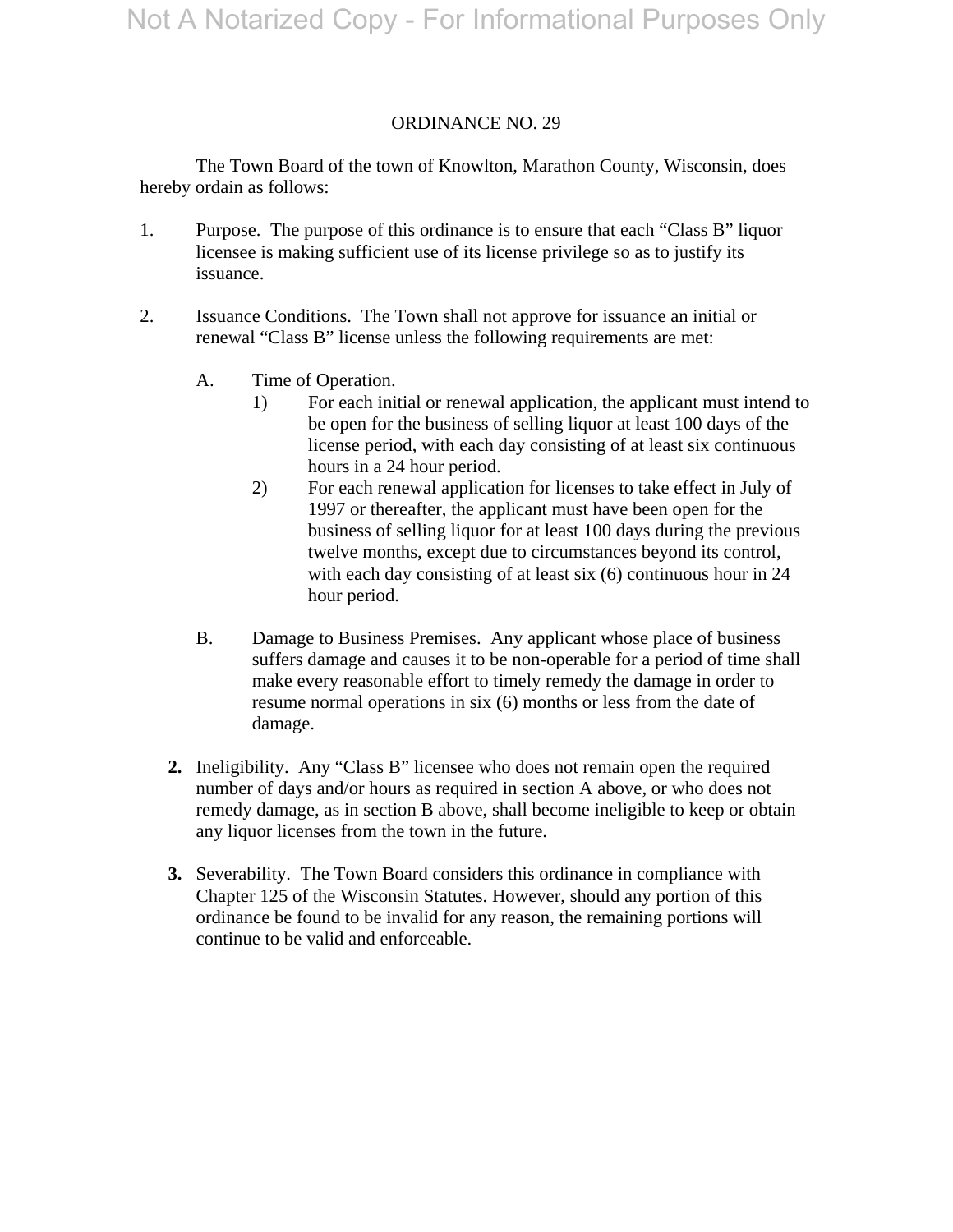Not A Notarized Copy - For Informational Purposes Only

# ORDINANCE NO. 29

The Town Board of the town of Knowlton, Marathon County, Wisconsin, does hereby ordain as follows:

1. Purpose. The purpose of this ordinance is to ensure that each "Class B" liquor licensee is making sufficient use of its license privilege so as to justify its issuance.

2. Issuance Conditions. The Town shall not approve for issuance an initial or renewal "Class B" license unless the following requirements are met:

   A. Time of Operation.
      1) For each initial or renewal application, the applicant must intend to be open for the business of selling liquor at least 100 days of the license period, with each day consisting of at least six continuous hours in a 24 hour period.
      2) For each renewal application for licenses to take effect in July of 1997 or thereafter, the applicant must have been open for the business of selling liquor for at least 100 days during the previous twelve months, except due to circumstances beyond its control, with each day consisting of at least six (6) continuous hour in 24 hour period.

   B. Damage to Business Premises. Any applicant whose place of business suffers damage and causes it to be non-operable for a period of time shall make every reasonable effort to timely remedy the damage in order to resume normal operations in six (6) months or less from the date of damage.

**2.** Ineligibility. Any "Class B" licensee who does not remain open the required number of days and/or hours as required in section A above, or who does not remedy damage, as in section B above, shall become ineligible to keep or obtain any liquor licenses from the town in the future.

**3.** Severability. The Town Board considers this ordinance in compliance with Chapter 125 of the Wisconsin Statutes. However, should any portion of this ordinance be found to be invalid for any reason, the remaining portions will continue to be valid and enforceable.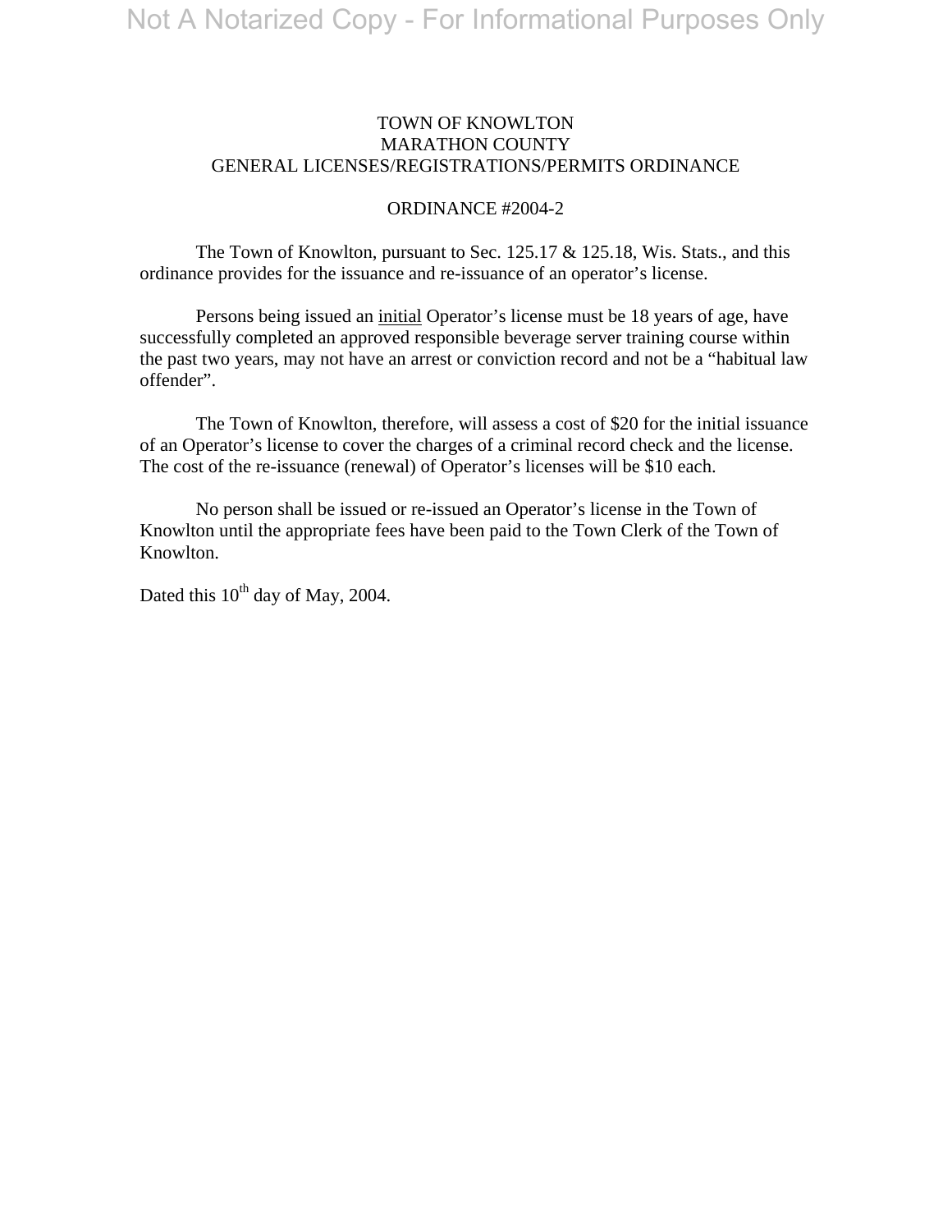TOWN OF KNOWLTON
MARATHON COUNTY
GENERAL LICENSES/REGISTRATIONS/PERMITS ORDINANCE

ORDINANCE #2004-2

The Town of Knowlton, pursuant to Sec. 125.17 & 125.18, Wis. Stats., and this ordinance provides for the issuance and re-issuance of an operator's license.

Persons being issued an initial Operator's license must be 18 years of age, have successfully completed an approved responsible beverage server training course within the past two years, may not have an arrest or conviction record and not be a "habitual law offender".

The Town of Knowlton, therefore, will assess a cost of $20 for the initial issuance of an Operator's license to cover the charges of a criminal record check and the license. The cost of the re-issuance (renewal) of Operator's licenses will be $10 each.

No person shall be issued or re-issued an Operator's license in the Town of Knowlton until the appropriate fees have been paid to the Town Clerk of the Town of Knowlton.

Dated this 10th day of May, 2004.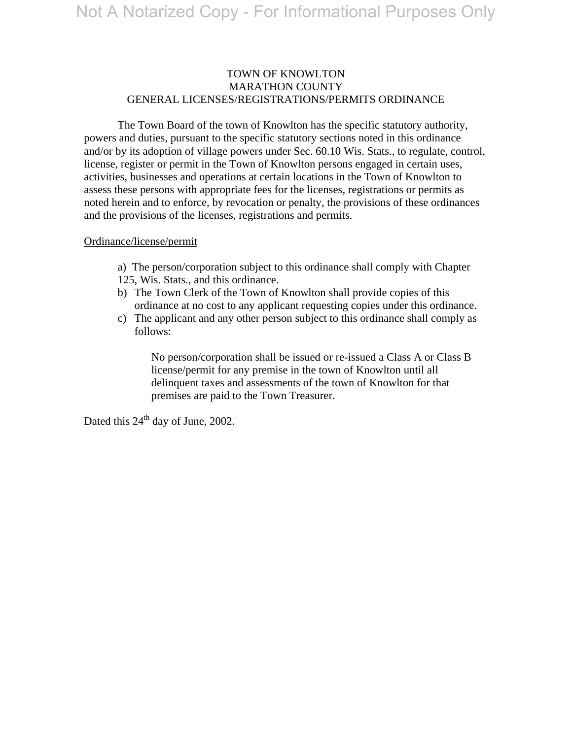# TOWN OF KNOWLTON
# MARATHON COUNTY
# GENERAL LICENSES/REGISTRATIONS/PERMITS ORDINANCE

The Town Board of the town of Knowlton has the specific statutory authority, powers and duties, pursuant to the specific statutory sections noted in this ordinance and/or by its adoption of village powers under Sec. 60.10 Wis. Stats., to regulate, control, license, register or permit in the Town of Knowlton persons engaged in certain uses, activities, businesses and operations at certain locations in the Town of Knowlton to assess these persons with appropriate fees for the licenses, registrations or permits as noted herein and to enforce, by revocation or penalty, the provisions of these ordinances and the provisions of the licenses, registrations and permits.

<u>Ordinance/license/permit</u>

a) The person/corporation subject to this ordinance shall comply with Chapter 125, Wis. Stats., and this ordinance.

b) The Town Clerk of the Town of Knowlton shall provide copies of this ordinance at no cost to any applicant requesting copies under this ordinance.

c) The applicant and any other person subject to this ordinance shall comply as follows:

    No person/corporation shall be issued or re-issued a Class A or Class B license/permit for any premise in the town of Knowlton until all delinquent taxes and assessments of the town of Knowlton for that premises are paid to the Town Treasurer.

Dated this 24th day of June, 2002.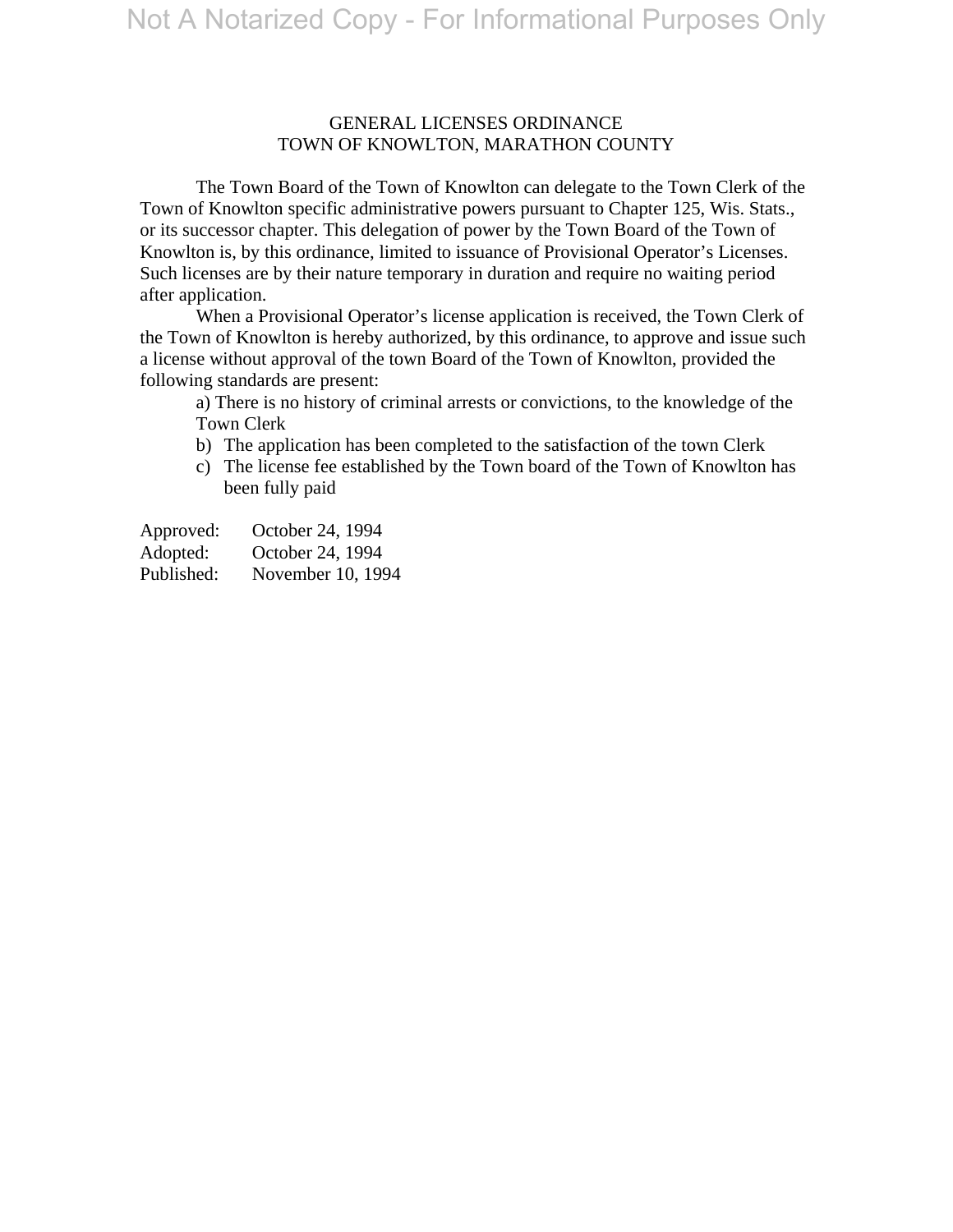# GENERAL LICENSES ORDINANCE
## TOWN OF KNOWLTON, MARATHON COUNTY

The Town Board of the Town of Knowlton can delegate to the Town Clerk of the Town of Knowlton specific administrative powers pursuant to Chapter 125, Wis. Stats., or its successor chapter. This delegation of power by the Town Board of the Town of Knowlton is, by this ordinance, limited to issuance of Provisional Operator's Licenses. Such licenses are by their nature temporary in duration and require no waiting period after application.

When a Provisional Operator's license application is received, the Town Clerk of the Town of Knowlton is hereby authorized, by this ordinance, to approve and issue such a license without approval of the town Board of the Town of Knowlton, provided the following standards are present:

a) There is no history of criminal arrests or convictions, to the knowledge of the Town Clerk

b) The application has been completed to the satisfaction of the town Clerk

c) The license fee established by the Town board of the Town of Knowlton has been fully paid

| | |
|---|---|
| Approved: | October 24, 1994 |
| Adopted: | October 24, 1994 |
| Published: | November 10, 1994 |